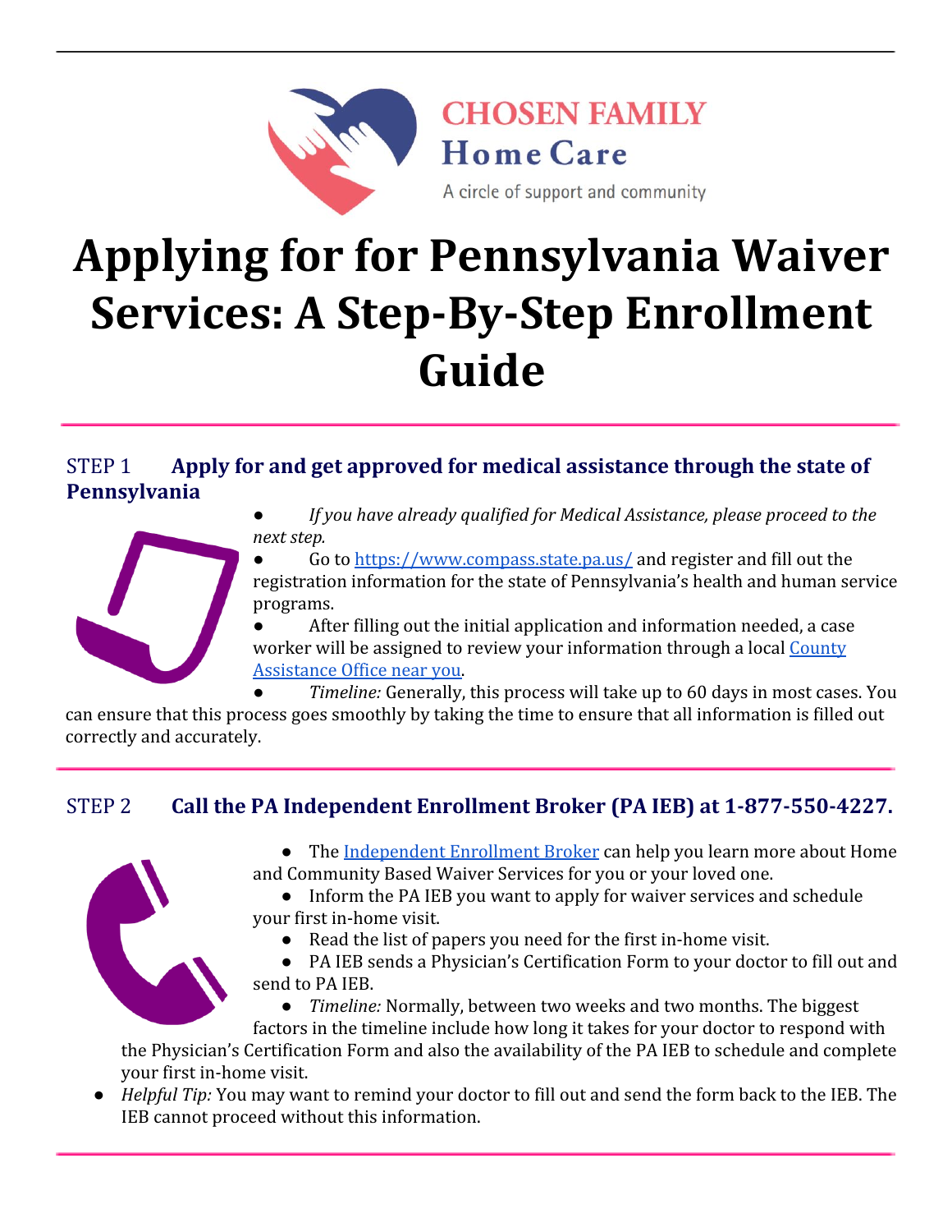CHOSEN FAMILY
Home Care
A circle of support and community

# Applying for for Pennsylvania Waiver Services: A Step-By-Step Enrollment Guide

## STEP 1 **Apply for and get approved for medical assistance through the state of Pennsylvania**

- *If you have already qualified for Medical Assistance, please proceed to the next step.*
- Go to https://www.compass.state.pa.us/ and register and fill out the registration information for the state of Pennsylvania's health and human service programs.
- After filling out the initial application and information needed, a case worker will be assigned to review your information through a local County Assistance Office near you.
- *Timeline:* Generally, this process will take up to 60 days in most cases. You can ensure that this process goes smoothly by taking the time to ensure that all information is filled out correctly and accurately.

## STEP 2 **Call the PA Independent Enrollment Broker (PA IEB) at 1-877-550-4227.**

- The Independent Enrollment Broker can help you learn more about Home and Community Based Waiver Services for you or your loved one.
- Inform the PA IEB you want to apply for waiver services and schedule your first in-home visit.
- Read the list of papers you need for the first in-home visit.
- PA IEB sends a Physician's Certification Form to your doctor to fill out and send to PA IEB.
- *Timeline:* Normally, between two weeks and two months. The biggest factors in the timeline include how long it takes for your doctor to respond with the Physician's Certification Form and also the availability of the PA IEB to schedule and complete your first in-home visit.
- *Helpful Tip:* You may want to remind your doctor to fill out and send the form back to the IEB. The IEB cannot proceed without this information.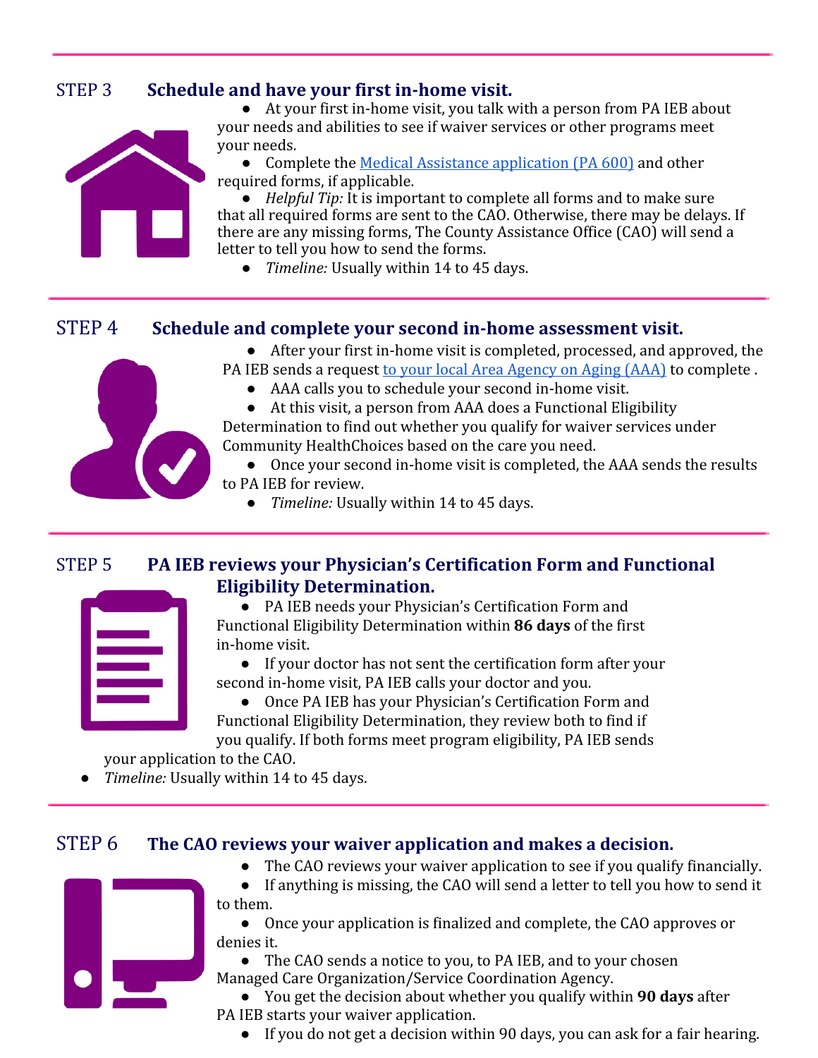## STEP 3 Schedule and have your first in-home visit.

- At your first in-home visit, you talk with a person from PA IEB about your needs and abilities to see if waiver services or other programs meet your needs.
- Complete the [Medical Assistance application (PA 600)]() and other required forms, if applicable.
- *Helpful Tip:* It is important to complete all forms and to make sure that all required forms are sent to the CAO. Otherwise, there may be delays. If there are any missing forms, The County Assistance Office (CAO) will send a letter to tell you how to send the forms.
- *Timeline:* Usually within 14 to 45 days.

## STEP 4 Schedule and complete your second in-home assessment visit.

- After your first in-home visit is completed, processed, and approved, the PA IEB sends a request [to your local Area Agency on Aging (AAA)]() to complete .
- AAA calls you to schedule your second in-home visit.
- At this visit, a person from AAA does a Functional Eligibility Determination to find out whether you qualify for waiver services under Community HealthChoices based on the care you need.
- Once your second in-home visit is completed, the AAA sends the results to PA IEB for review.
- *Timeline:* Usually within 14 to 45 days.

## STEP 5 PA IEB reviews your Physician's Certification Form and Functional Eligibility Determination.

- PA IEB needs your Physician's Certification Form and Functional Eligibility Determination within **86 days** of the first in-home visit.
- If your doctor has not sent the certification form after your second in-home visit, PA IEB calls your doctor and you.
- Once PA IEB has your Physician's Certification Form and Functional Eligibility Determination, they review both to find if you qualify. If both forms meet program eligibility, PA IEB sends your application to the CAO.
- *Timeline:* Usually within 14 to 45 days.

## STEP 6 The CAO reviews your waiver application and makes a decision.

- The CAO reviews your waiver application to see if you qualify financially.
- If anything is missing, the CAO will send a letter to tell you how to send it to them.
- Once your application is finalized and complete, the CAO approves or denies it.
- The CAO sends a notice to you, to PA IEB, and to your chosen Managed Care Organization/Service Coordination Agency.
- You get the decision about whether you qualify within **90 days** after PA IEB starts your waiver application.
- If you do not get a decision within 90 days, you can ask for a fair hearing.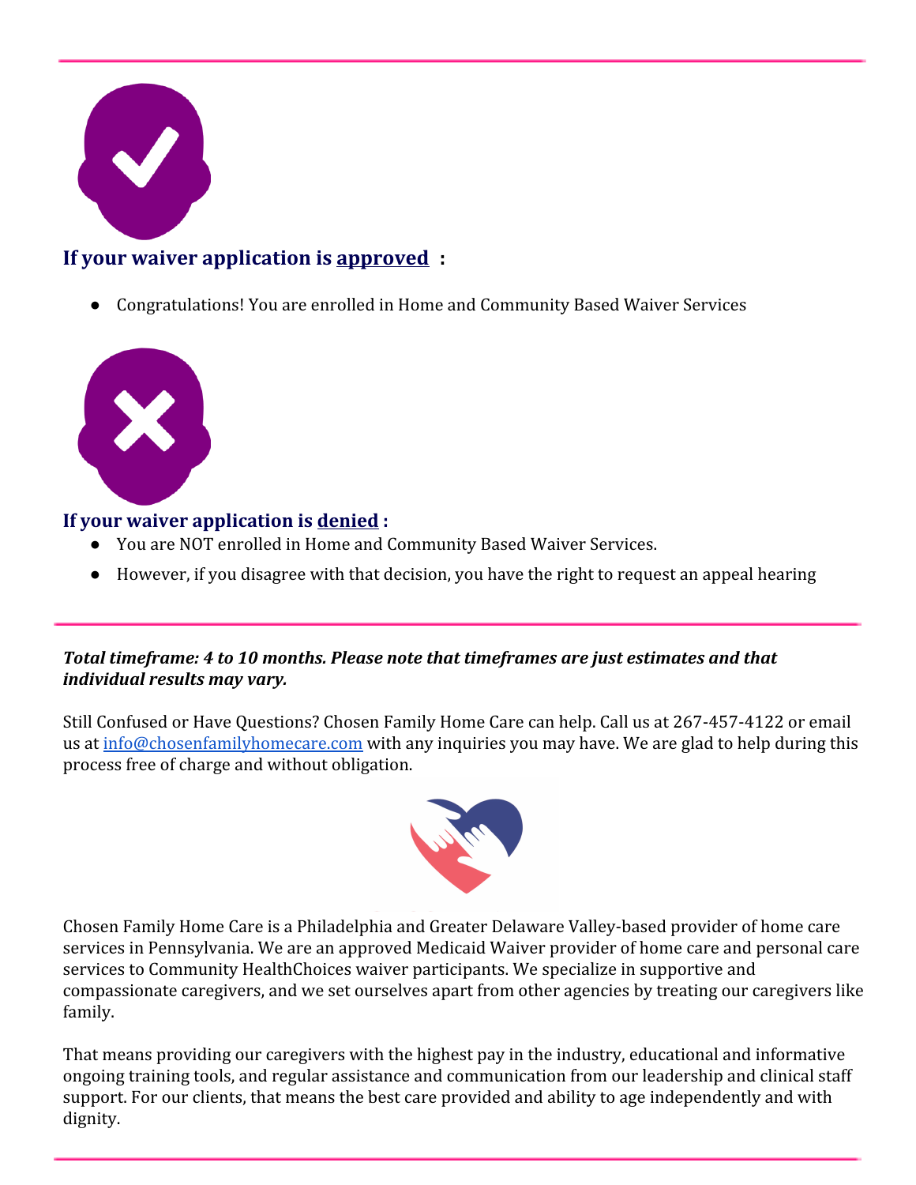### If your waiver application is approved :

- Congratulations! You are enrolled in Home and Community Based Waiver Services

### If your waiver application is denied :

- You are NOT enrolled in Home and Community Based Waiver Services.
- However, if you disagree with that decision, you have the right to request an appeal hearing

---

***Total timeframe: 4 to 10 months. Please note that timeframes are just estimates and that individual results may vary.***

Still Confused or Have Questions? Chosen Family Home Care can help. Call us at 267-457-4122 or email us at info@chosenfamilyhomecare.com with any inquiries you may have. We are glad to help during this process free of charge and without obligation.

Chosen Family Home Care is a Philadelphia and Greater Delaware Valley-based provider of home care services in Pennsylvania. We are an approved Medicaid Waiver provider of home care and personal care services to Community HealthChoices waiver participants. We specialize in supportive and compassionate caregivers, and we set ourselves apart from other agencies by treating our caregivers like family.

That means providing our caregivers with the highest pay in the industry, educational and informative ongoing training tools, and regular assistance and communication from our leadership and clinical staff support. For our clients, that means the best care provided and ability to age independently and with dignity.